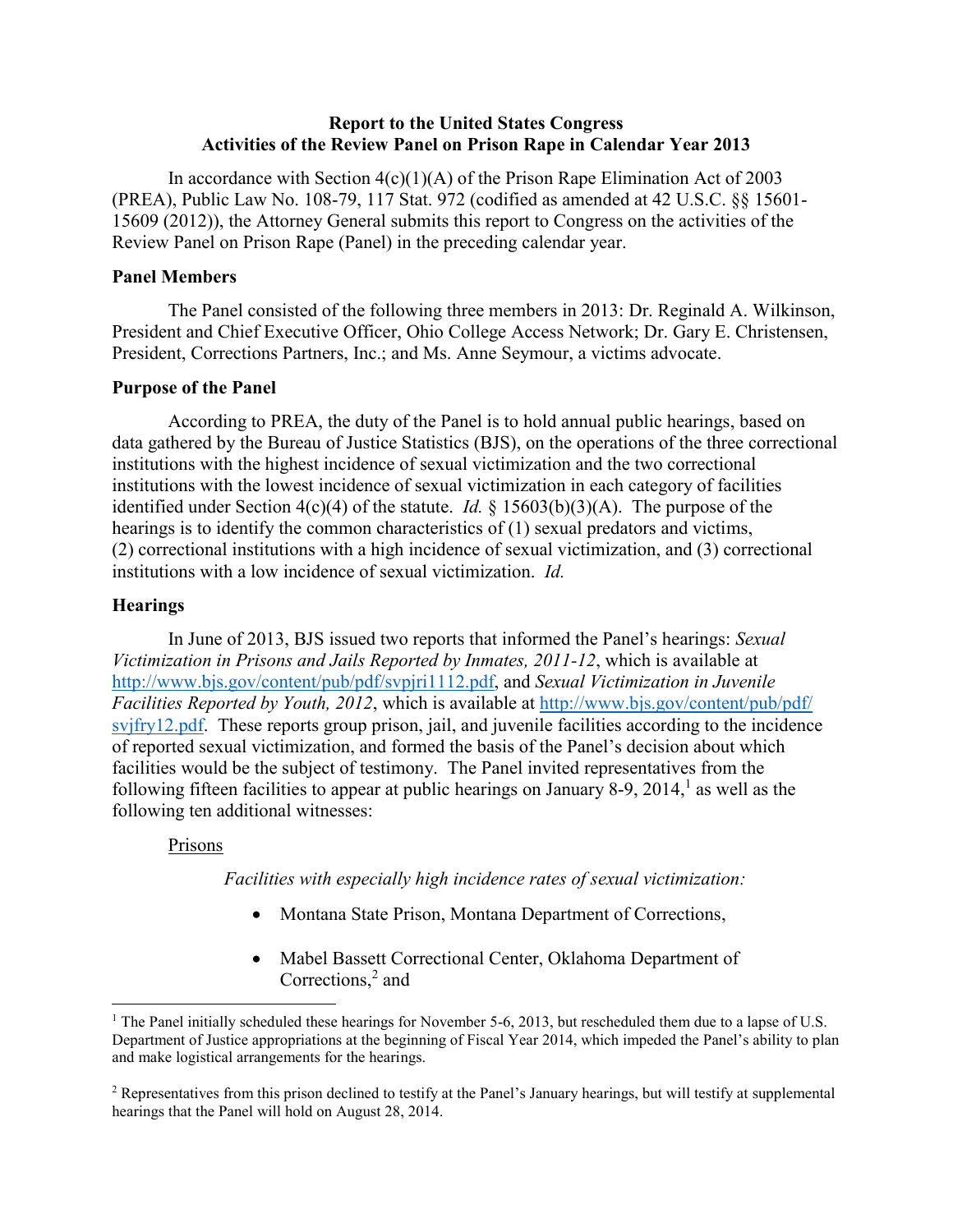# Report to the United States Congress
## Activities of the Review Panel on Prison Rape in Calendar Year 2013

In accordance with Section 4(c)(1)(A) of the Prison Rape Elimination Act of 2003 (PREA), Public Law No. 108-79, 117 Stat. 972 (codified as amended at 42 U.S.C. §§ 15601-15609 (2012)), the Attorney General submits this report to Congress on the activities of the Review Panel on Prison Rape (Panel) in the preceding calendar year.

### Panel Members

The Panel consisted of the following three members in 2013: Dr. Reginald A. Wilkinson, President and Chief Executive Officer, Ohio College Access Network; Dr. Gary E. Christensen, President, Corrections Partners, Inc.; and Ms. Anne Seymour, a victims advocate.

### Purpose of the Panel

According to PREA, the duty of the Panel is to hold annual public hearings, based on data gathered by the Bureau of Justice Statistics (BJS), on the operations of the three correctional institutions with the highest incidence of sexual victimization and the two correctional institutions with the lowest incidence of sexual victimization in each category of facilities identified under Section 4(c)(4) of the statute. *Id.* § 15603(b)(3)(A). The purpose of the hearings is to identify the common characteristics of (1) sexual predators and victims, (2) correctional institutions with a high incidence of sexual victimization, and (3) correctional institutions with a low incidence of sexual victimization. *Id.*

### Hearings

In June of 2013, BJS issued two reports that informed the Panel's hearings: *Sexual Victimization in Prisons and Jails Reported by Inmates, 2011-12*, which is available at http://www.bjs.gov/content/pub/pdf/svpjri1112.pdf, and *Sexual Victimization in Juvenile Facilities Reported by Youth, 2012*, which is available at http://www.bjs.gov/content/pub/pdf/svjfry12.pdf. These reports group prison, jail, and juvenile facilities according to the incidence of reported sexual victimization, and formed the basis of the Panel's decision about which facilities would be the subject of testimony. The Panel invited representatives from the following fifteen facilities to appear at public hearings on January 8-9, 2014,[1] as well as the following ten additional witnesses:

Prisons

*Facilities with especially high incidence rates of sexual victimization:*

- Montana State Prison, Montana Department of Corrections,
- Mabel Bassett Correctional Center, Oklahoma Department of Corrections,[2] and

[1] The Panel initially scheduled these hearings for November 5-6, 2013, but rescheduled them due to a lapse of U.S. Department of Justice appropriations at the beginning of Fiscal Year 2014, which impeded the Panel's ability to plan and make logistical arrangements for the hearings.

[2] Representatives from this prison declined to testify at the Panel's January hearings, but will testify at supplemental hearings that the Panel will hold on August 28, 2014.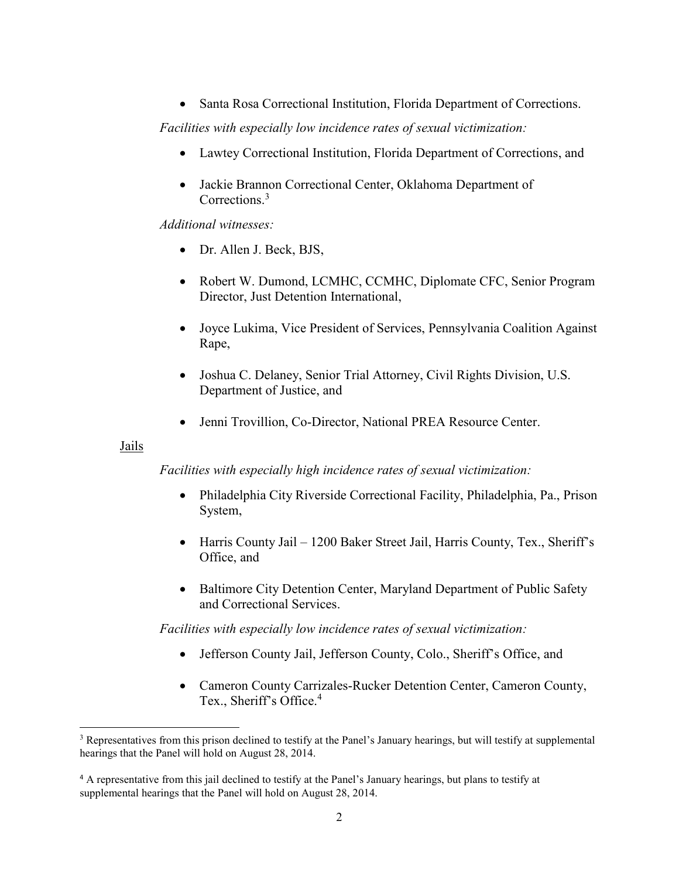- Santa Rosa Correctional Institution, Florida Department of Corrections.

*Facilities with especially low incidence rates of sexual victimization:*

- Lawtey Correctional Institution, Florida Department of Corrections, and
- Jackie Brannon Correctional Center, Oklahoma Department of Corrections.[3]

*Additional witnesses:*

- Dr. Allen J. Beck, BJS,
- Robert W. Dumond, LCMHC, CCMHC, Diplomate CFC, Senior Program Director, Just Detention International,
- Joyce Lukima, Vice President of Services, Pennsylvania Coalition Against Rape,
- Joshua C. Delaney, Senior Trial Attorney, Civil Rights Division, U.S. Department of Justice, and
- Jenni Trovillion, Co-Director, National PREA Resource Center.

<u>Jails</u>

*Facilities with especially high incidence rates of sexual victimization:*

- Philadelphia City Riverside Correctional Facility, Philadelphia, Pa., Prison System,
- Harris County Jail – 1200 Baker Street Jail, Harris County, Tex., Sheriff's Office, and
- Baltimore City Detention Center, Maryland Department of Public Safety and Correctional Services.

*Facilities with especially low incidence rates of sexual victimization:*

- Jefferson County Jail, Jefferson County, Colo., Sheriff's Office, and
- Cameron County Carrizales-Rucker Detention Center, Cameron County, Tex., Sheriff's Office.[4]

---

[3] Representatives from this prison declined to testify at the Panel's January hearings, but will testify at supplemental hearings that the Panel will hold on August 28, 2014.

[4] A representative from this jail declined to testify at the Panel's January hearings, but plans to testify at supplemental hearings that the Panel will hold on August 28, 2014.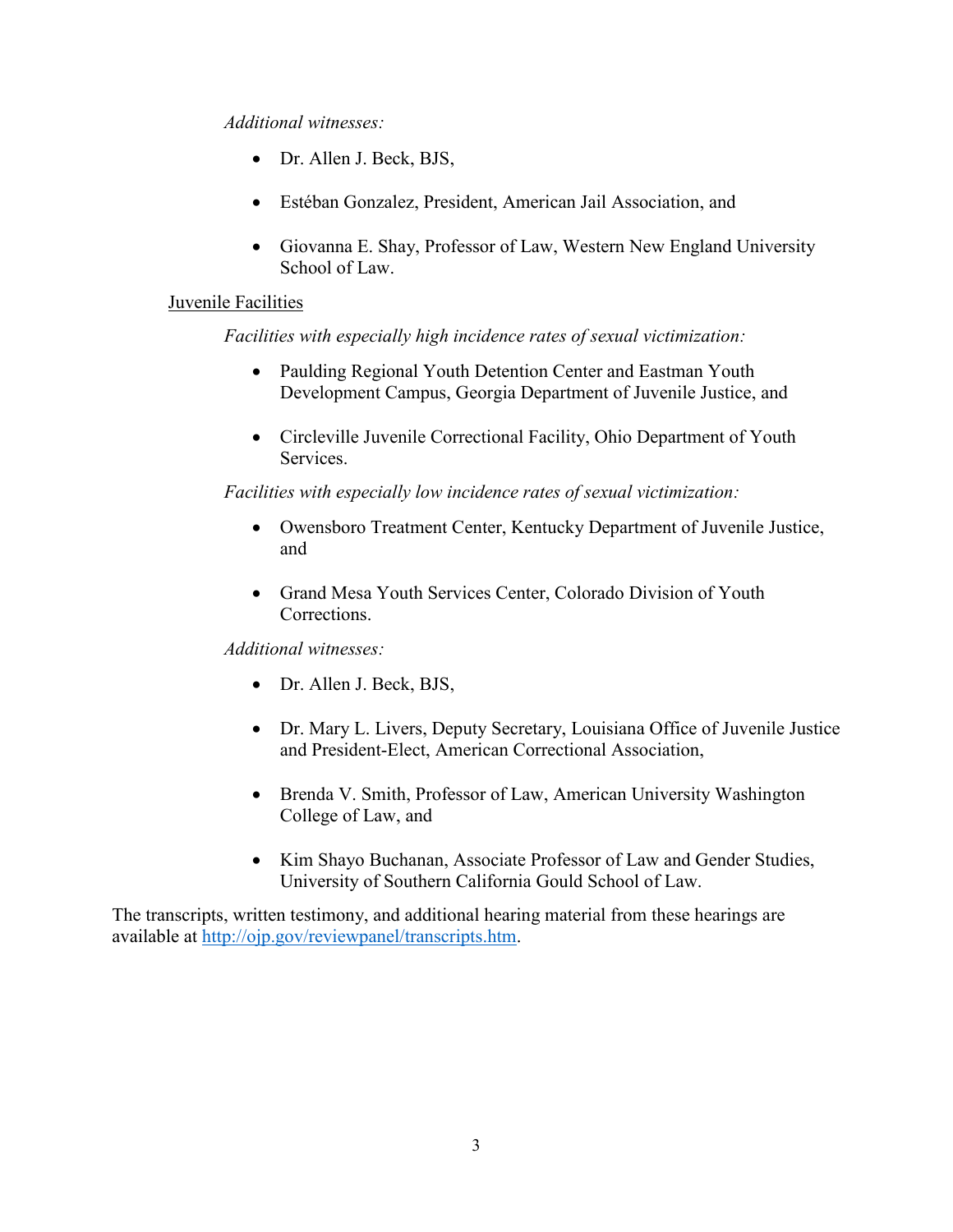*Additional witnesses:*

- Dr. Allen J. Beck, BJS,
- Estéban Gonzalez, President, American Jail Association, and
- Giovanna E. Shay, Professor of Law, Western New England University School of Law.

<u>Juvenile Facilities</u>

*Facilities with especially high incidence rates of sexual victimization:*

- Paulding Regional Youth Detention Center and Eastman Youth Development Campus, Georgia Department of Juvenile Justice, and
- Circleville Juvenile Correctional Facility, Ohio Department of Youth Services.

*Facilities with especially low incidence rates of sexual victimization:*

- Owensboro Treatment Center, Kentucky Department of Juvenile Justice, and
- Grand Mesa Youth Services Center, Colorado Division of Youth Corrections.

*Additional witnesses:*

- Dr. Allen J. Beck, BJS,
- Dr. Mary L. Livers, Deputy Secretary, Louisiana Office of Juvenile Justice and President-Elect, American Correctional Association,
- Brenda V. Smith, Professor of Law, American University Washington College of Law, and
- Kim Shayo Buchanan, Associate Professor of Law and Gender Studies, University of Southern California Gould School of Law.

The transcripts, written testimony, and additional hearing material from these hearings are available at [http://ojp.gov/reviewpanel/transcripts.htm](http://ojp.gov/reviewpanel/transcripts.htm).